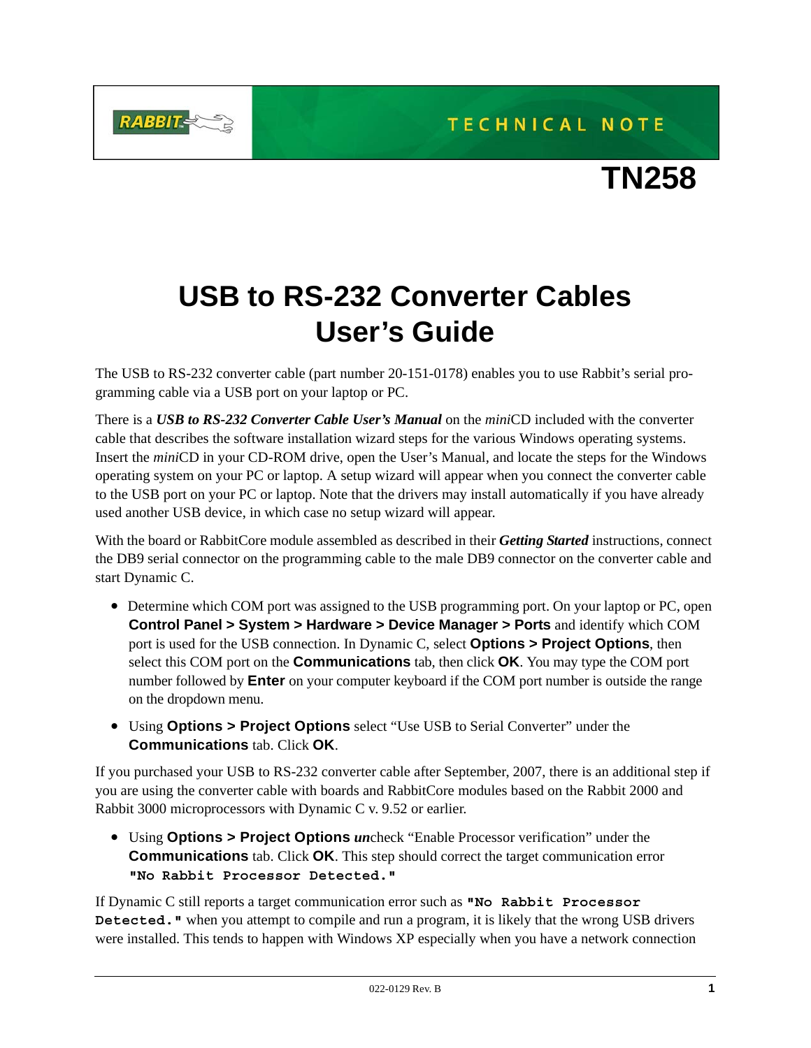TECHNICAL NOTE

# TN258

# USB to RS-232 Converter Cables User's Guide

The USB to RS-232 converter cable (part number 20-151-0178) enables you to use Rabbit's serial programming cable via a USB port on your laptop or PC.

There is a ***USB to RS-232 Converter Cable User's Manual*** on the *mini*CD included with the converter cable that describes the software installation wizard steps for the various Windows operating systems. Insert the *mini*CD in your CD-ROM drive, open the User's Manual, and locate the steps for the Windows operating system on your PC or laptop. A setup wizard will appear when you connect the converter cable to the USB port on your PC or laptop. Note that the drivers may install automatically if you have already used another USB device, in which case no setup wizard will appear.

With the board or RabbitCore module assembled as described in their ***Getting Started*** instructions, connect the DB9 serial connector on the programming cable to the male DB9 connector on the converter cable and start Dynamic C.

- Determine which COM port was assigned to the USB programming port. On your laptop or PC, open **Control Panel > System > Hardware > Device Manager > Ports** and identify which COM port is used for the USB connection. In Dynamic C, select **Options > Project Options**, then select this COM port on the **Communications** tab, then click **OK**. You may type the COM port number followed by **Enter** on your computer keyboard if the COM port number is outside the range on the dropdown menu.
- Using **Options > Project Options** select "Use USB to Serial Converter" under the **Communications** tab. Click **OK**.

If you purchased your USB to RS-232 converter cable after September, 2007, there is an additional step if you are using the converter cable with boards and RabbitCore modules based on the Rabbit 2000 and Rabbit 3000 microprocessors with Dynamic C v. 9.52 or earlier.

- Using **Options > Project Options** ***un***check "Enable Processor verification" under the **Communications** tab. Click **OK**. This step should correct the target communication error **`"No Rabbit Processor Detected."`**

If Dynamic C still reports a target communication error such as **`"No Rabbit Processor Detected."`** when you attempt to compile and run a program, it is likely that the wrong USB drivers were installed. This tends to happen with Windows XP especially when you have a network connection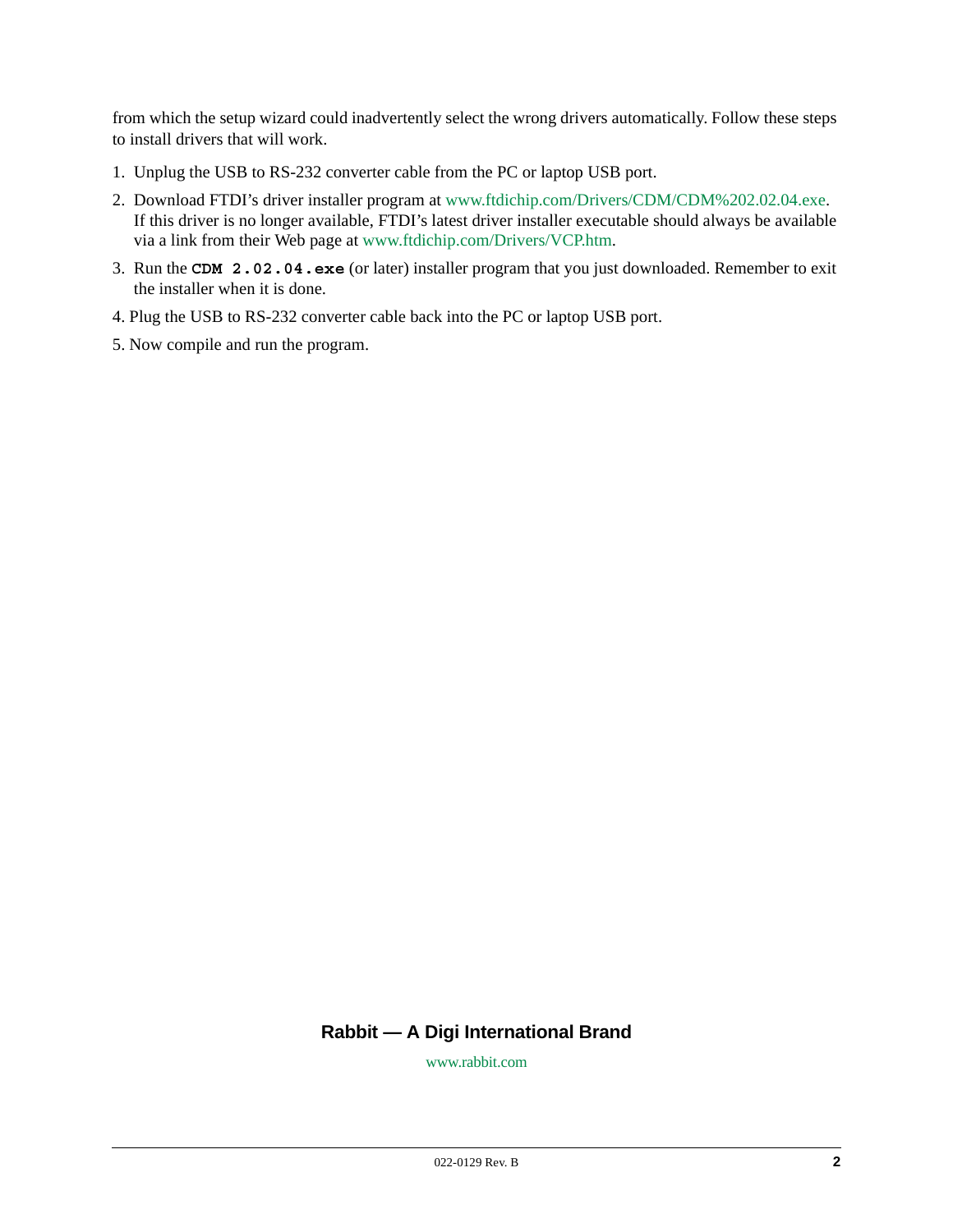from which the setup wizard could inadvertently select the wrong drivers automatically. Follow these steps to install drivers that will work.

1. Unplug the USB to RS-232 converter cable from the PC or laptop USB port.
2. Download FTDI's driver installer program at www.ftdichip.com/Drivers/CDM/CDM%202.02.04.exe. If this driver is no longer available, FTDI's latest driver installer executable should always be available via a link from their Web page at www.ftdichip.com/Drivers/VCP.htm.
3. Run the **`CDM 2.02.04.exe`** (or later) installer program that you just downloaded. Remember to exit the installer when it is done.
4. Plug the USB to RS-232 converter cable back into the PC or laptop USB port.
5. Now compile and run the program.

**Rabbit — A Digi International Brand**

www.rabbit.com

022-0129 Rev. B